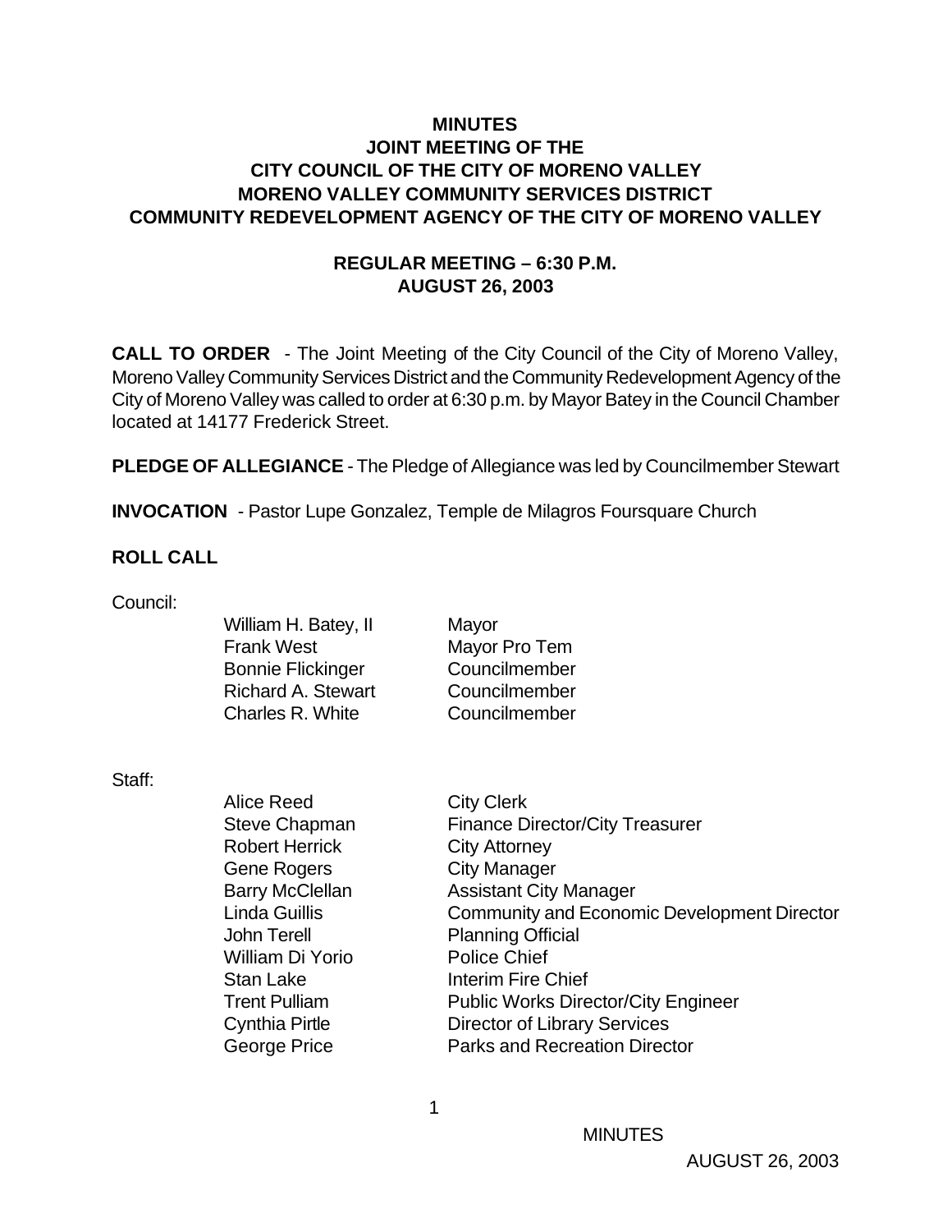# MINUTES
## JOINT MEETING OF THE
## CITY COUNCIL OF THE CITY OF MORENO VALLEY
## MORENO VALLEY COMMUNITY SERVICES DISTRICT
## COMMUNITY REDEVELOPMENT AGENCY OF THE CITY OF MORENO VALLEY

### REGULAR MEETING – 6:30 P.M.
### AUGUST 26, 2003

**CALL TO ORDER** - The Joint Meeting of the City Council of the City of Moreno Valley, Moreno Valley Community Services District and the Community Redevelopment Agency of the City of Moreno Valley was called to order at 6:30 p.m. by Mayor Batey in the Council Chamber located at 14177 Frederick Street.

**PLEDGE OF ALLEGIANCE** - The Pledge of Allegiance was led by Councilmember Stewart

**INVOCATION** - Pastor Lupe Gonzalez, Temple de Milagros Foursquare Church

**ROLL CALL**

Council:

| | |
|---|---|
| William H. Batey, II | Mayor |
| Frank West | Mayor Pro Tem |
| Bonnie Flickinger | Councilmember |
| Richard A. Stewart | Councilmember |
| Charles R. White | Councilmember |

Staff:

| | |
|---|---|
| Alice Reed | City Clerk |
| Steve Chapman | Finance Director/City Treasurer |
| Robert Herrick | City Attorney |
| Gene Rogers | City Manager |
| Barry McClellan | Assistant City Manager |
| Linda Guillis | Community and Economic Development Director |
| John Terell | Planning Official |
| William Di Yorio | Police Chief |
| Stan Lake | Interim Fire Chief |
| Trent Pulliam | Public Works Director/City Engineer |
| Cynthia Pirtle | Director of Library Services |
| George Price | Parks and Recreation Director |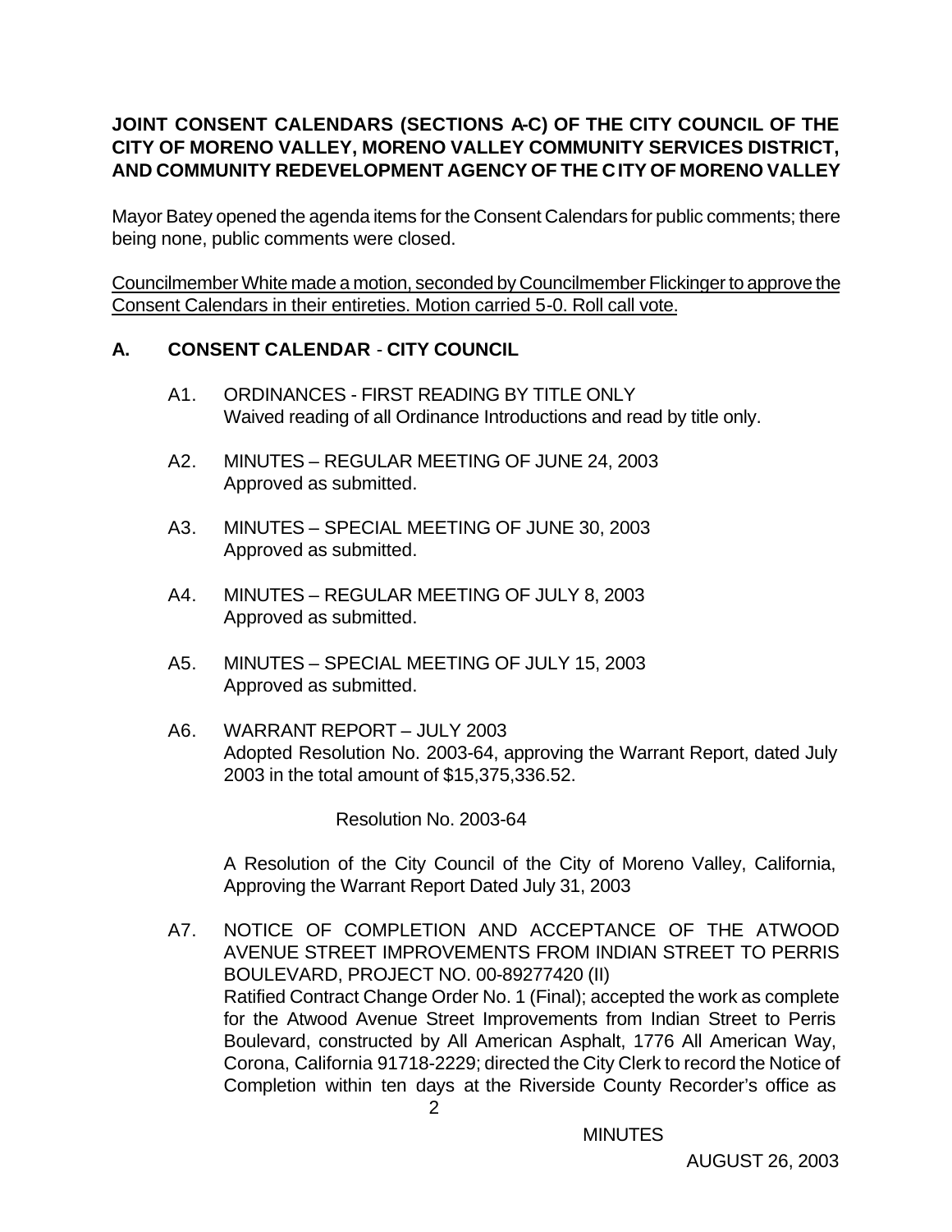**JOINT CONSENT CALENDARS (SECTIONS A-C) OF THE CITY COUNCIL OF THE CITY OF MORENO VALLEY, MORENO VALLEY COMMUNITY SERVICES DISTRICT, AND COMMUNITY REDEVELOPMENT AGENCY OF THE CITY OF MORENO VALLEY**

Mayor Batey opened the agenda items for the Consent Calendars for public comments; there being none, public comments were closed.

<u>Councilmember White made a motion, seconded by Councilmember Flickinger to approve the Consent Calendars in their entireties. Motion carried 5-0. Roll call vote.</u>

**A. CONSENT CALENDAR - CITY COUNCIL**

A1. ORDINANCES - FIRST READING BY TITLE ONLY
Waived reading of all Ordinance Introductions and read by title only.

A2. MINUTES – REGULAR MEETING OF JUNE 24, 2003
Approved as submitted.

A3. MINUTES – SPECIAL MEETING OF JUNE 30, 2003
Approved as submitted.

A4. MINUTES – REGULAR MEETING OF JULY 8, 2003
Approved as submitted.

A5. MINUTES – SPECIAL MEETING OF JULY 15, 2003
Approved as submitted.

A6. WARRANT REPORT – JULY 2003
Adopted Resolution No. 2003-64, approving the Warrant Report, dated July 2003 in the total amount of $15,375,336.52.

Resolution No. 2003-64

A Resolution of the City Council of the City of Moreno Valley, California, Approving the Warrant Report Dated July 31, 2003

A7. NOTICE OF COMPLETION AND ACCEPTANCE OF THE ATWOOD AVENUE STREET IMPROVEMENTS FROM INDIAN STREET TO PERRIS BOULEVARD, PROJECT NO. 00-89277420 (II)
Ratified Contract Change Order No. 1 (Final); accepted the work as complete for the Atwood Avenue Street Improvements from Indian Street to Perris Boulevard, constructed by All American Asphalt, 1776 All American Way, Corona, California 91718-2229; directed the City Clerk to record the Notice of Completion within ten days at the Riverside County Recorder's office as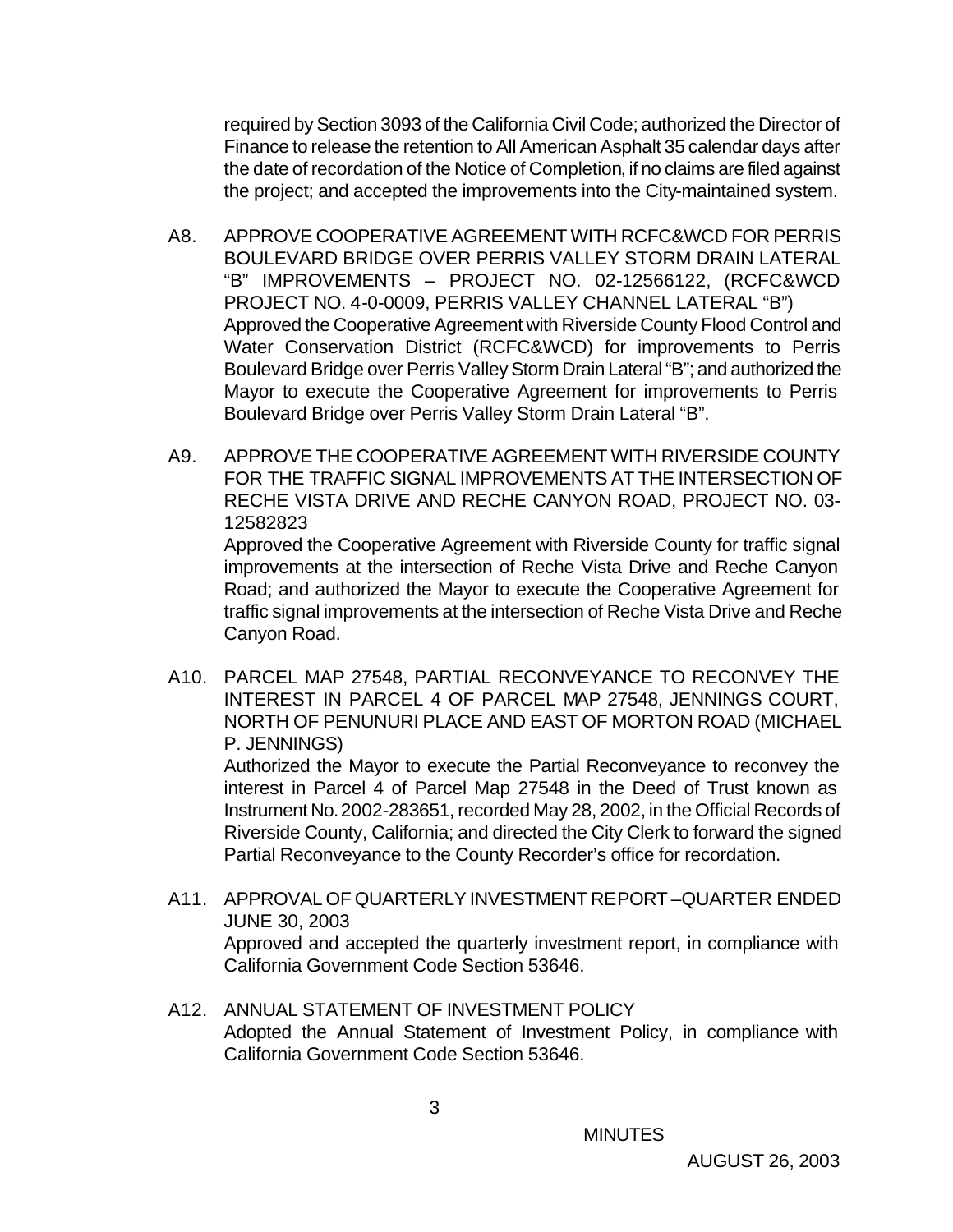required by Section 3093 of the California Civil Code; authorized the Director of Finance to release the retention to All American Asphalt 35 calendar days after the date of recordation of the Notice of Completion, if no claims are filed against the project; and accepted the improvements into the City-maintained system.

A8. APPROVE COOPERATIVE AGREEMENT WITH RCFC&WCD FOR PERRIS BOULEVARD BRIDGE OVER PERRIS VALLEY STORM DRAIN LATERAL "B" IMPROVEMENTS – PROJECT NO. 02-12566122, (RCFC&WCD PROJECT NO. 4-0-0009, PERRIS VALLEY CHANNEL LATERAL "B")
Approved the Cooperative Agreement with Riverside County Flood Control and Water Conservation District (RCFC&WCD) for improvements to Perris Boulevard Bridge over Perris Valley Storm Drain Lateral "B"; and authorized the Mayor to execute the Cooperative Agreement for improvements to Perris Boulevard Bridge over Perris Valley Storm Drain Lateral "B".

A9. APPROVE THE COOPERATIVE AGREEMENT WITH RIVERSIDE COUNTY FOR THE TRAFFIC SIGNAL IMPROVEMENTS AT THE INTERSECTION OF RECHE VISTA DRIVE AND RECHE CANYON ROAD, PROJECT NO. 03-12582823
Approved the Cooperative Agreement with Riverside County for traffic signal improvements at the intersection of Reche Vista Drive and Reche Canyon Road; and authorized the Mayor to execute the Cooperative Agreement for traffic signal improvements at the intersection of Reche Vista Drive and Reche Canyon Road.

A10. PARCEL MAP 27548, PARTIAL RECONVEYANCE TO RECONVEY THE INTEREST IN PARCEL 4 OF PARCEL MAP 27548, JENNINGS COURT, NORTH OF PENUNURI PLACE AND EAST OF MORTON ROAD (MICHAEL P. JENNINGS)
Authorized the Mayor to execute the Partial Reconveyance to reconvey the interest in Parcel 4 of Parcel Map 27548 in the Deed of Trust known as Instrument No. 2002-283651, recorded May 28, 2002, in the Official Records of Riverside County, California; and directed the City Clerk to forward the signed Partial Reconveyance to the County Recorder's office for recordation.

A11. APPROVAL OF QUARTERLY INVESTMENT REPORT –QUARTER ENDED JUNE 30, 2003
Approved and accepted the quarterly investment report, in compliance with California Government Code Section 53646.

A12. ANNUAL STATEMENT OF INVESTMENT POLICY
Adopted the Annual Statement of Investment Policy, in compliance with California Government Code Section 53646.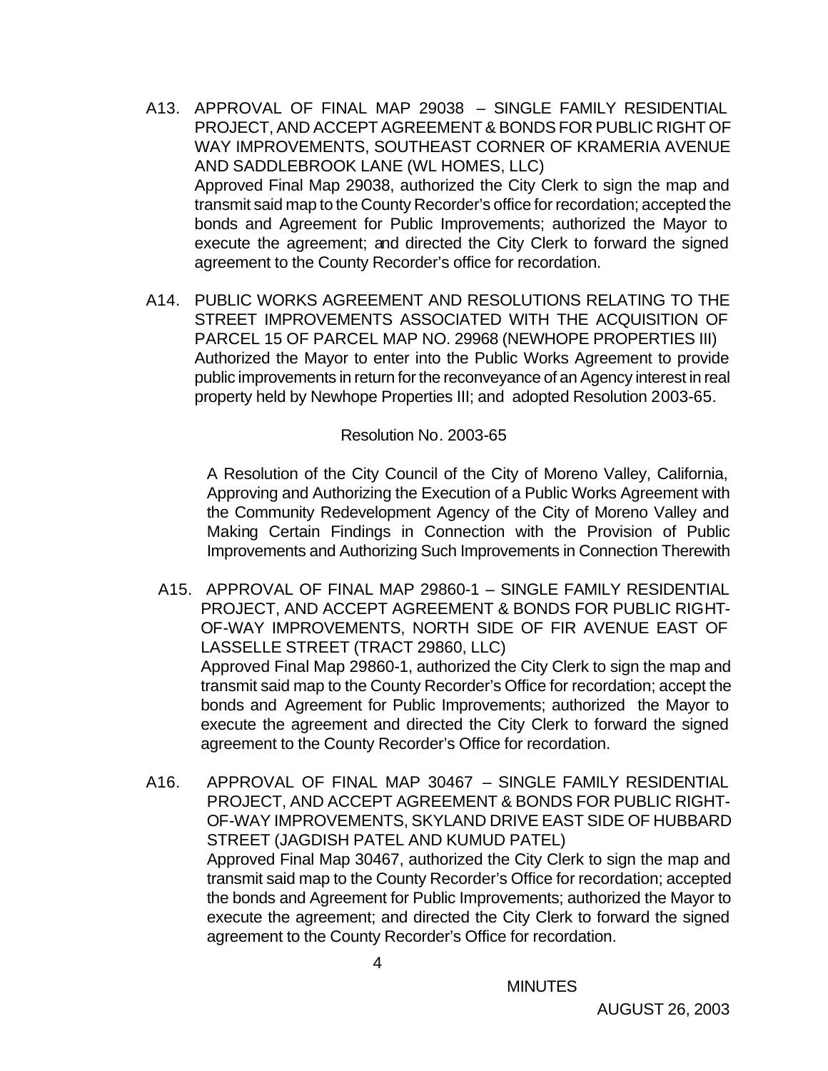A13. APPROVAL OF FINAL MAP 29038 – SINGLE FAMILY RESIDENTIAL PROJECT, AND ACCEPT AGREEMENT & BONDS FOR PUBLIC RIGHT OF WAY IMPROVEMENTS, SOUTHEAST CORNER OF KRAMERIA AVENUE AND SADDLEBROOK LANE (WL HOMES, LLC)
Approved Final Map 29038, authorized the City Clerk to sign the map and transmit said map to the County Recorder's office for recordation; accepted the bonds and Agreement for Public Improvements; authorized the Mayor to execute the agreement; and directed the City Clerk to forward the signed agreement to the County Recorder's office for recordation.

A14. PUBLIC WORKS AGREEMENT AND RESOLUTIONS RELATING TO THE STREET IMPROVEMENTS ASSOCIATED WITH THE ACQUISITION OF PARCEL 15 OF PARCEL MAP NO. 29968 (NEWHOPE PROPERTIES III)
Authorized the Mayor to enter into the Public Works Agreement to provide public improvements in return for the reconveyance of an Agency interest in real property held by Newhope Properties III; and adopted Resolution 2003-65.

Resolution No. 2003-65

A Resolution of the City Council of the City of Moreno Valley, California, Approving and Authorizing the Execution of a Public Works Agreement with the Community Redevelopment Agency of the City of Moreno Valley and Making Certain Findings in Connection with the Provision of Public Improvements and Authorizing Such Improvements in Connection Therewith

A15. APPROVAL OF FINAL MAP 29860-1 – SINGLE FAMILY RESIDENTIAL PROJECT, AND ACCEPT AGREEMENT & BONDS FOR PUBLIC RIGHT-OF-WAY IMPROVEMENTS, NORTH SIDE OF FIR AVENUE EAST OF LASSELLE STREET (TRACT 29860, LLC)
Approved Final Map 29860-1, authorized the City Clerk to sign the map and transmit said map to the County Recorder's Office for recordation; accept the bonds and Agreement for Public Improvements; authorized the Mayor to execute the agreement and directed the City Clerk to forward the signed agreement to the County Recorder's Office for recordation.

A16. APPROVAL OF FINAL MAP 30467 – SINGLE FAMILY RESIDENTIAL PROJECT, AND ACCEPT AGREEMENT & BONDS FOR PUBLIC RIGHT-OF-WAY IMPROVEMENTS, SKYLAND DRIVE EAST SIDE OF HUBBARD STREET (JAGDISH PATEL AND KUMUD PATEL)
Approved Final Map 30467, authorized the City Clerk to sign the map and transmit said map to the County Recorder's Office for recordation; accepted the bonds and Agreement for Public Improvements; authorized the Mayor to execute the agreement; and directed the City Clerk to forward the signed agreement to the County Recorder's Office for recordation.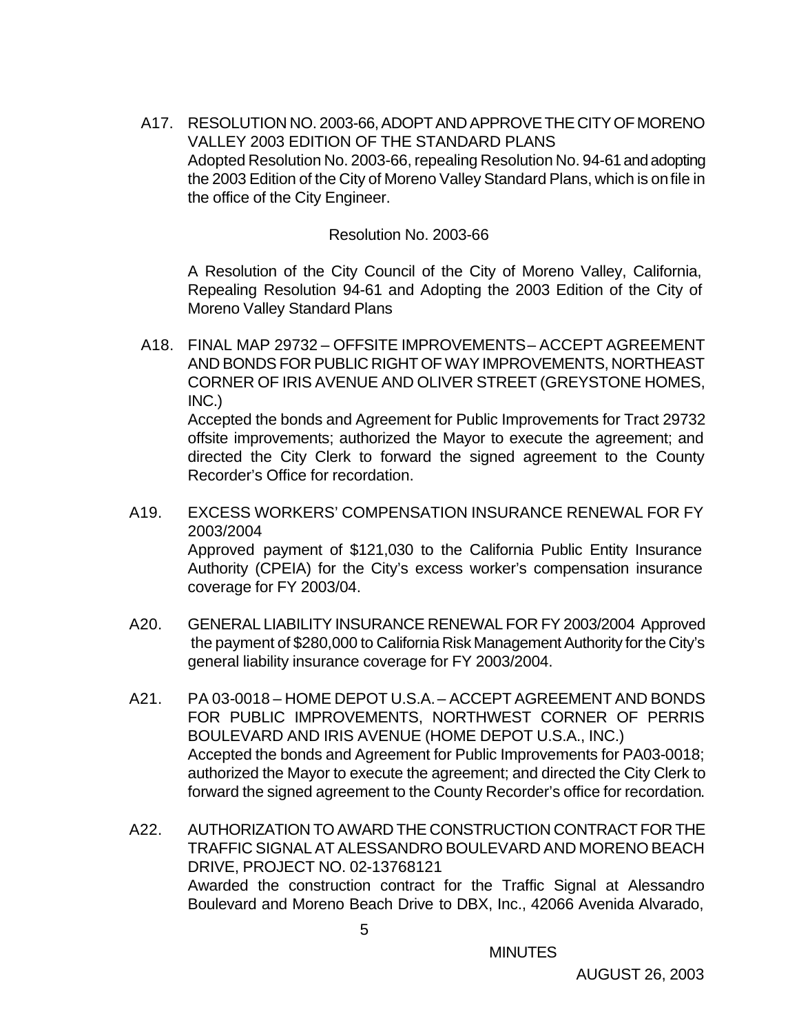A17. RESOLUTION NO. 2003-66, ADOPT AND APPROVE THE CITY OF MORENO VALLEY 2003 EDITION OF THE STANDARD PLANS
Adopted Resolution No. 2003-66, repealing Resolution No. 94-61 and adopting the 2003 Edition of the City of Moreno Valley Standard Plans, which is on file in the office of the City Engineer.

Resolution No. 2003-66

A Resolution of the City Council of the City of Moreno Valley, California, Repealing Resolution 94-61 and Adopting the 2003 Edition of the City of Moreno Valley Standard Plans

A18. FINAL MAP 29732 – OFFSITE IMPROVEMENTS – ACCEPT AGREEMENT AND BONDS FOR PUBLIC RIGHT OF WAY IMPROVEMENTS, NORTHEAST CORNER OF IRIS AVENUE AND OLIVER STREET (GREYSTONE HOMES, INC.)
Accepted the bonds and Agreement for Public Improvements for Tract 29732 offsite improvements; authorized the Mayor to execute the agreement; and directed the City Clerk to forward the signed agreement to the County Recorder's Office for recordation.

A19. EXCESS WORKERS' COMPENSATION INSURANCE RENEWAL FOR FY 2003/2004
Approved payment of $121,030 to the California Public Entity Insurance Authority (CPEIA) for the City's excess worker's compensation insurance coverage for FY 2003/04.

A20. GENERAL LIABILITY INSURANCE RENEWAL FOR FY 2003/2004 Approved the payment of $280,000 to California Risk Management Authority for the City's general liability insurance coverage for FY 2003/2004.

A21. PA 03-0018 – HOME DEPOT U.S.A. – ACCEPT AGREEMENT AND BONDS FOR PUBLIC IMPROVEMENTS, NORTHWEST CORNER OF PERRIS BOULEVARD AND IRIS AVENUE (HOME DEPOT U.S.A., INC.)
Accepted the bonds and Agreement for Public Improvements for PA03-0018; authorized the Mayor to execute the agreement; and directed the City Clerk to forward the signed agreement to the County Recorder's office for recordation.

A22. AUTHORIZATION TO AWARD THE CONSTRUCTION CONTRACT FOR THE TRAFFIC SIGNAL AT ALESSANDRO BOULEVARD AND MORENO BEACH DRIVE, PROJECT NO. 02-13768121
Awarded the construction contract for the Traffic Signal at Alessandro Boulevard and Moreno Beach Drive to DBX, Inc., 42066 Avenida Alvarado,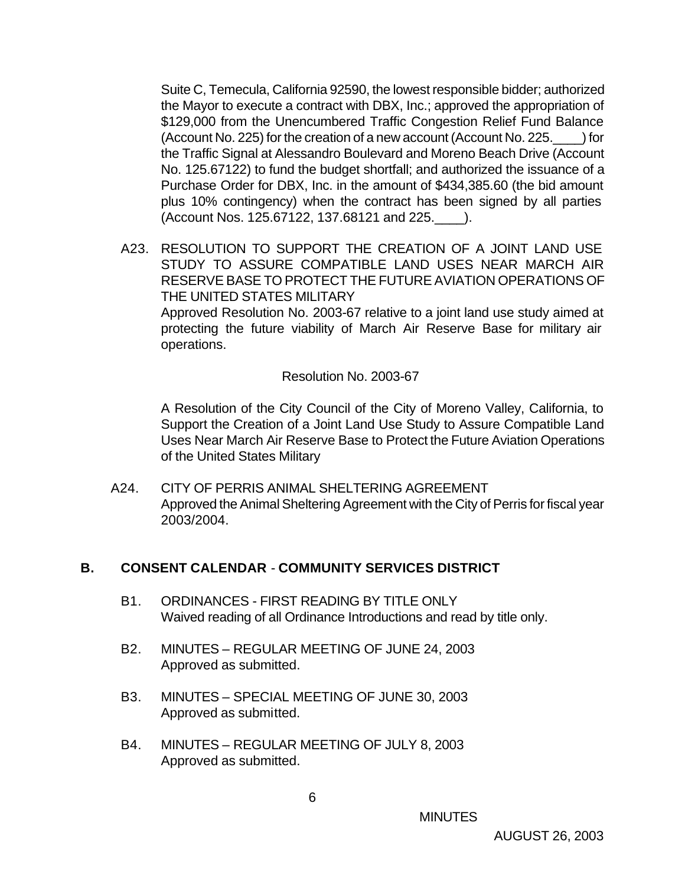Suite C, Temecula, California 92590, the lowest responsible bidder; authorized the Mayor to execute a contract with DBX, Inc.; approved the appropriation of $129,000 from the Unencumbered Traffic Congestion Relief Fund Balance (Account No. 225) for the creation of a new account (Account No. 225.____) for the Traffic Signal at Alessandro Boulevard and Moreno Beach Drive (Account No. 125.67122) to fund the budget shortfall; and authorized the issuance of a Purchase Order for DBX, Inc. in the amount of $434,385.60 (the bid amount plus 10% contingency) when the contract has been signed by all parties (Account Nos. 125.67122, 137.68121 and 225.____).

A23. RESOLUTION TO SUPPORT THE CREATION OF A JOINT LAND USE STUDY TO ASSURE COMPATIBLE LAND USES NEAR MARCH AIR RESERVE BASE TO PROTECT THE FUTURE AVIATION OPERATIONS OF THE UNITED STATES MILITARY
Approved Resolution No. 2003-67 relative to a joint land use study aimed at protecting the future viability of March Air Reserve Base for military air operations.

Resolution No. 2003-67

A Resolution of the City Council of the City of Moreno Valley, California, to Support the Creation of a Joint Land Use Study to Assure Compatible Land Uses Near March Air Reserve Base to Protect the Future Aviation Operations of the United States Military

A24. CITY OF PERRIS ANIMAL SHELTERING AGREEMENT
Approved the Animal Sheltering Agreement with the City of Perris for fiscal year 2003/2004.

## B. CONSENT CALENDAR - COMMUNITY SERVICES DISTRICT

B1. ORDINANCES - FIRST READING BY TITLE ONLY
Waived reading of all Ordinance Introductions and read by title only.

B2. MINUTES – REGULAR MEETING OF JUNE 24, 2003
Approved as submitted.

B3. MINUTES – SPECIAL MEETING OF JUNE 30, 2003
Approved as submitted.

B4. MINUTES – REGULAR MEETING OF JULY 8, 2003
Approved as submitted.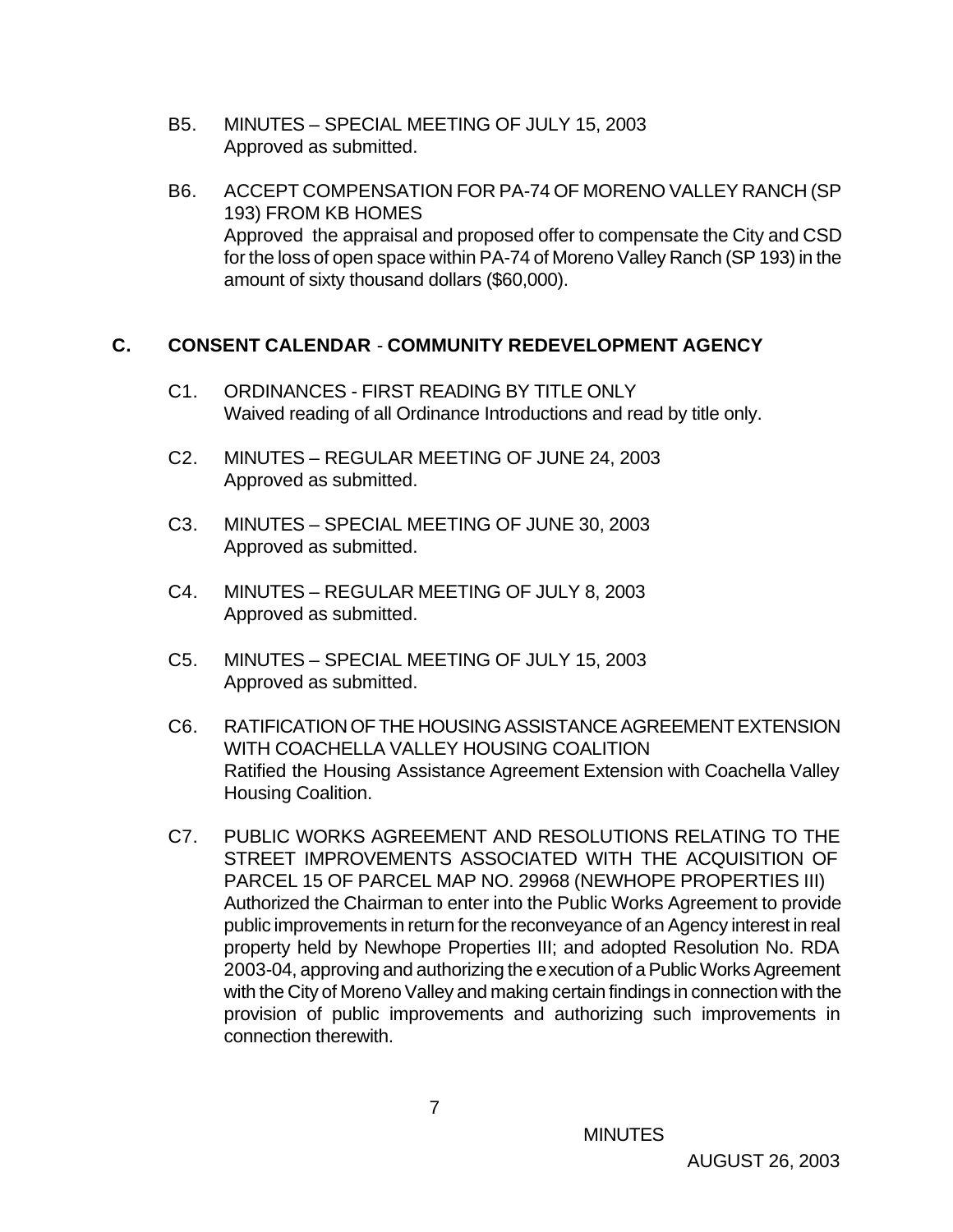B5. MINUTES – SPECIAL MEETING OF JULY 15, 2003
Approved as submitted.

B6. ACCEPT COMPENSATION FOR PA-74 OF MORENO VALLEY RANCH (SP 193) FROM KB HOMES
Approved the appraisal and proposed offer to compensate the City and CSD for the loss of open space within PA-74 of Moreno Valley Ranch (SP 193) in the amount of sixty thousand dollars ($60,000).

## C. CONSENT CALENDAR - COMMUNITY REDEVELOPMENT AGENCY

C1. ORDINANCES - FIRST READING BY TITLE ONLY
Waived reading of all Ordinance Introductions and read by title only.

C2. MINUTES – REGULAR MEETING OF JUNE 24, 2003
Approved as submitted.

C3. MINUTES – SPECIAL MEETING OF JUNE 30, 2003
Approved as submitted.

C4. MINUTES – REGULAR MEETING OF JULY 8, 2003
Approved as submitted.

C5. MINUTES – SPECIAL MEETING OF JULY 15, 2003
Approved as submitted.

C6. RATIFICATION OF THE HOUSING ASSISTANCE AGREEMENT EXTENSION WITH COACHELLA VALLEY HOUSING COALITION
Ratified the Housing Assistance Agreement Extension with Coachella Valley Housing Coalition.

C7. PUBLIC WORKS AGREEMENT AND RESOLUTIONS RELATING TO THE STREET IMPROVEMENTS ASSOCIATED WITH THE ACQUISITION OF PARCEL 15 OF PARCEL MAP NO. 29968 (NEWHOPE PROPERTIES III)
Authorized the Chairman to enter into the Public Works Agreement to provide public improvements in return for the reconveyance of an Agency interest in real property held by Newhope Properties III; and adopted Resolution No. RDA 2003-04, approving and authorizing the execution of a Public Works Agreement with the City of Moreno Valley and making certain findings in connection with the provision of public improvements and authorizing such improvements in connection therewith.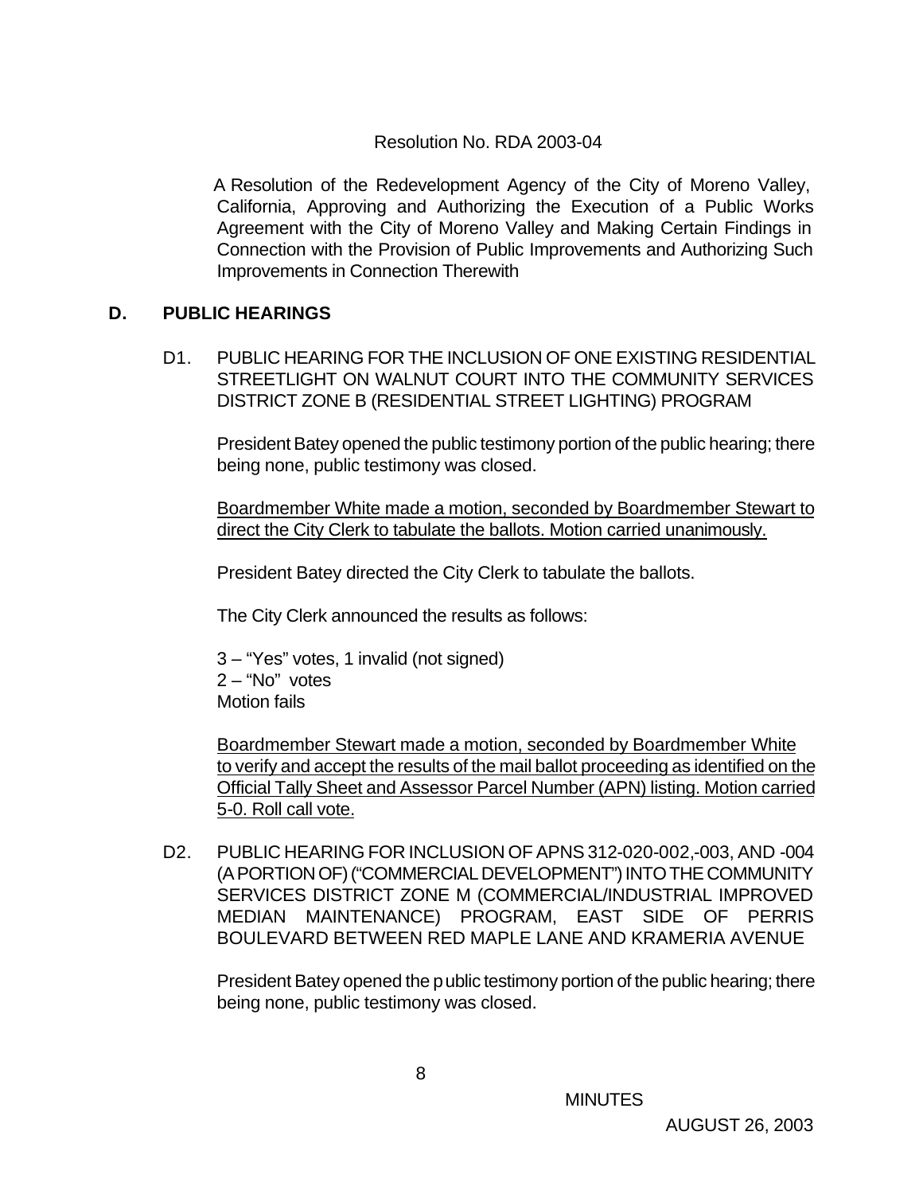Resolution No. RDA 2003-04

A Resolution of the Redevelopment Agency of the City of Moreno Valley, California, Approving and Authorizing the Execution of a Public Works Agreement with the City of Moreno Valley and Making Certain Findings in Connection with the Provision of Public Improvements and Authorizing Such Improvements in Connection Therewith

## D. PUBLIC HEARINGS

D1. PUBLIC HEARING FOR THE INCLUSION OF ONE EXISTING RESIDENTIAL STREETLIGHT ON WALNUT COURT INTO THE COMMUNITY SERVICES DISTRICT ZONE B (RESIDENTIAL STREET LIGHTING) PROGRAM

President Batey opened the public testimony portion of the public hearing; there being none, public testimony was closed.

Boardmember White made a motion, seconded by Boardmember Stewart to direct the City Clerk to tabulate the ballots. Motion carried unanimously.

President Batey directed the City Clerk to tabulate the ballots.

The City Clerk announced the results as follows:

3 – "Yes" votes, 1 invalid (not signed)
2 – "No" votes
Motion fails

Boardmember Stewart made a motion, seconded by Boardmember White to verify and accept the results of the mail ballot proceeding as identified on the Official Tally Sheet and Assessor Parcel Number (APN) listing. Motion carried 5-0. Roll call vote.

D2. PUBLIC HEARING FOR INCLUSION OF APNS 312-020-002,-003, AND -004 (A PORTION OF) ("COMMERCIAL DEVELOPMENT") INTO THE COMMUNITY SERVICES DISTRICT ZONE M (COMMERCIAL/INDUSTRIAL IMPROVED MEDIAN MAINTENANCE) PROGRAM, EAST SIDE OF PERRIS BOULEVARD BETWEEN RED MAPLE LANE AND KRAMERIA AVENUE

President Batey opened the public testimony portion of the public hearing; there being none, public testimony was closed.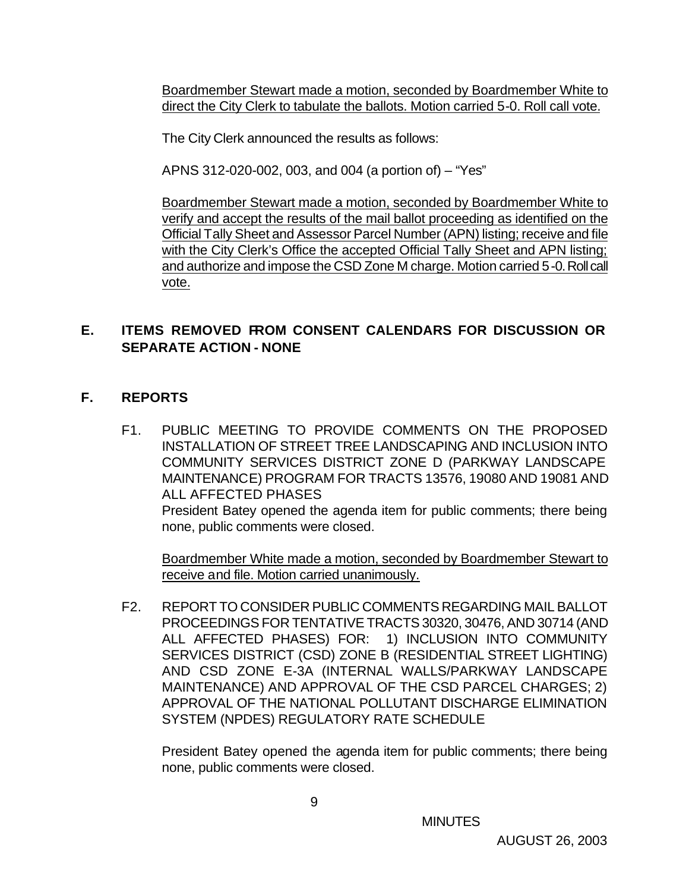Boardmember Stewart made a motion, seconded by Boardmember White to direct the City Clerk to tabulate the ballots. Motion carried 5-0. Roll call vote.

The City Clerk announced the results as follows:

APNS 312-020-002, 003, and 004 (a portion of) – "Yes"

Boardmember Stewart made a motion, seconded by Boardmember White to verify and accept the results of the mail ballot proceeding as identified on the Official Tally Sheet and Assessor Parcel Number (APN) listing; receive and file with the City Clerk's Office the accepted Official Tally Sheet and APN listing; and authorize and impose the CSD Zone M charge. Motion carried 5-0. Roll call vote.

## E. ITEMS REMOVED FROM CONSENT CALENDARS FOR DISCUSSION OR SEPARATE ACTION - NONE

## F. REPORTS

F1. PUBLIC MEETING TO PROVIDE COMMENTS ON THE PROPOSED INSTALLATION OF STREET TREE LANDSCAPING AND INCLUSION INTO COMMUNITY SERVICES DISTRICT ZONE D (PARKWAY LANDSCAPE MAINTENANCE) PROGRAM FOR TRACTS 13576, 19080 AND 19081 AND ALL AFFECTED PHASES

President Batey opened the agenda item for public comments; there being none, public comments were closed.

Boardmember White made a motion, seconded by Boardmember Stewart to receive and file. Motion carried unanimously.

F2. REPORT TO CONSIDER PUBLIC COMMENTS REGARDING MAIL BALLOT PROCEEDINGS FOR TENTATIVE TRACTS 30320, 30476, AND 30714 (AND ALL AFFECTED PHASES) FOR: 1) INCLUSION INTO COMMUNITY SERVICES DISTRICT (CSD) ZONE B (RESIDENTIAL STREET LIGHTING) AND CSD ZONE E-3A (INTERNAL WALLS/PARKWAY LANDSCAPE MAINTENANCE) AND APPROVAL OF THE CSD PARCEL CHARGES; 2) APPROVAL OF THE NATIONAL POLLUTANT DISCHARGE ELIMINATION SYSTEM (NPDES) REGULATORY RATE SCHEDULE

President Batey opened the agenda item for public comments; there being none, public comments were closed.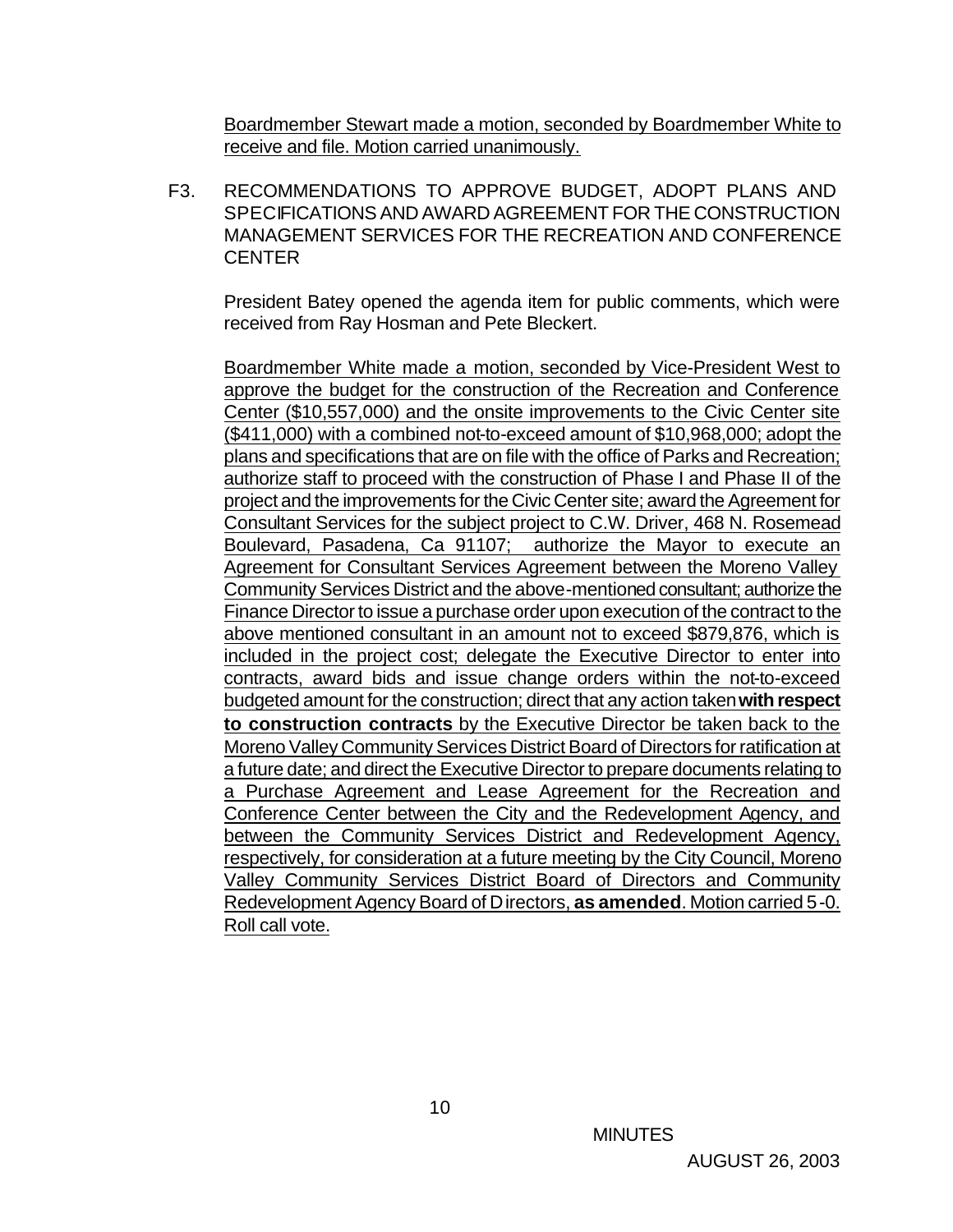Boardmember Stewart made a motion, seconded by Boardmember White to receive and file. Motion carried unanimously.

F3. RECOMMENDATIONS TO APPROVE BUDGET, ADOPT PLANS AND SPECIFICATIONS AND AWARD AGREEMENT FOR THE CONSTRUCTION MANAGEMENT SERVICES FOR THE RECREATION AND CONFERENCE CENTER

President Batey opened the agenda item for public comments, which were received from Ray Hosman and Pete Bleckert.

Boardmember White made a motion, seconded by Vice-President West to approve the budget for the construction of the Recreation and Conference Center ($10,557,000) and the onsite improvements to the Civic Center site ($411,000) with a combined not-to-exceed amount of $10,968,000; adopt the plans and specifications that are on file with the office of Parks and Recreation; authorize staff to proceed with the construction of Phase I and Phase II of the project and the improvements for the Civic Center site; award the Agreement for Consultant Services for the subject project to C.W. Driver, 468 N. Rosemead Boulevard, Pasadena, Ca 91107; authorize the Mayor to execute an Agreement for Consultant Services Agreement between the Moreno Valley Community Services District and the above-mentioned consultant; authorize the Finance Director to issue a purchase order upon execution of the contract to the above mentioned consultant in an amount not to exceed $879,876, which is included in the project cost; delegate the Executive Director to enter into contracts, award bids and issue change orders within the not-to-exceed budgeted amount for the construction; direct that any action taken **with respect to construction contracts** by the Executive Director be taken back to the Moreno Valley Community Services District Board of Directors for ratification at a future date; and direct the Executive Director to prepare documents relating to a Purchase Agreement and Lease Agreement for the Recreation and Conference Center between the City and the Redevelopment Agency, and between the Community Services District and Redevelopment Agency, respectively, for consideration at a future meeting by the City Council, Moreno Valley Community Services District Board of Directors and Community Redevelopment Agency Board of Directors, **as amended**. Motion carried 5-0. Roll call vote.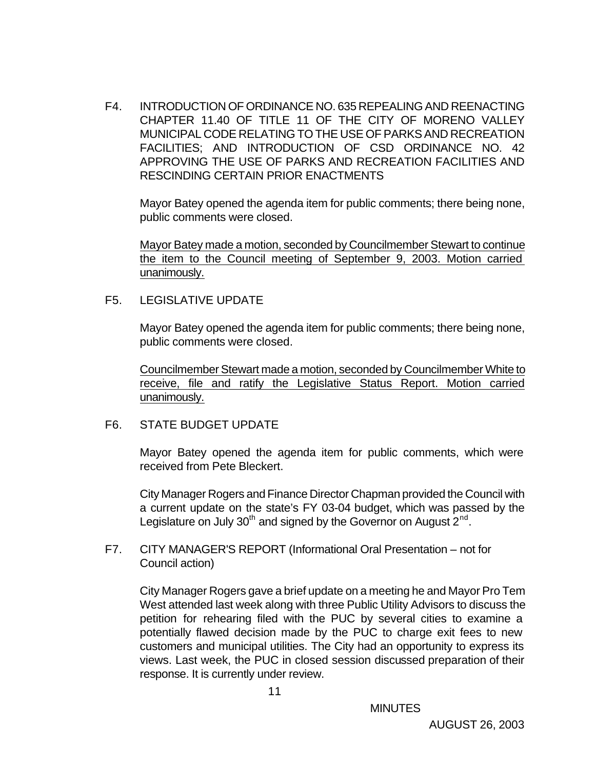F4. INTRODUCTION OF ORDINANCE NO. 635 REPEALING AND REENACTING CHAPTER 11.40 OF TITLE 11 OF THE CITY OF MORENO VALLEY MUNICIPAL CODE RELATING TO THE USE OF PARKS AND RECREATION FACILITIES; AND INTRODUCTION OF CSD ORDINANCE NO. 42 APPROVING THE USE OF PARKS AND RECREATION FACILITIES AND RESCINDING CERTAIN PRIOR ENACTMENTS

Mayor Batey opened the agenda item for public comments; there being none, public comments were closed.

<u>Mayor Batey made a motion, seconded by Councilmember Stewart to continue the item to the Council meeting of September 9, 2003. Motion carried unanimously.</u>

F5. LEGISLATIVE UPDATE

Mayor Batey opened the agenda item for public comments; there being none, public comments were closed.

<u>Councilmember Stewart made a motion, seconded by Councilmember White to receive, file and ratify the Legislative Status Report. Motion carried unanimously.</u>

F6. STATE BUDGET UPDATE

Mayor Batey opened the agenda item for public comments, which were received from Pete Bleckert.

City Manager Rogers and Finance Director Chapman provided the Council with a current update on the state's FY 03-04 budget, which was passed by the Legislature on July 30th and signed by the Governor on August 2nd.

F7. CITY MANAGER'S REPORT (Informational Oral Presentation – not for Council action)

City Manager Rogers gave a brief update on a meeting he and Mayor Pro Tem West attended last week along with three Public Utility Advisors to discuss the petition for rehearing filed with the PUC by several cities to examine a potentially flawed decision made by the PUC to charge exit fees to new customers and municipal utilities. The City had an opportunity to express its views. Last week, the PUC in closed session discussed preparation of their response. It is currently under review.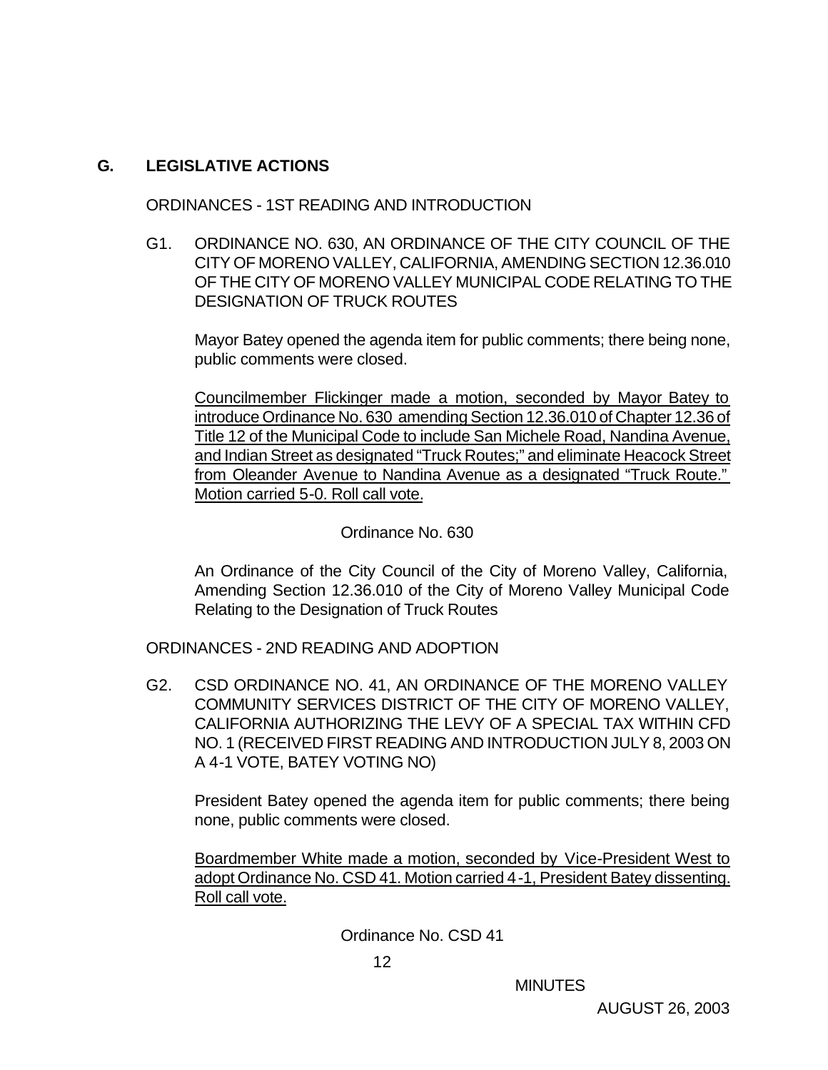## G. LEGISLATIVE ACTIONS

ORDINANCES - 1ST READING AND INTRODUCTION

G1. ORDINANCE NO. 630, AN ORDINANCE OF THE CITY COUNCIL OF THE CITY OF MORENO VALLEY, CALIFORNIA, AMENDING SECTION 12.36.010 OF THE CITY OF MORENO VALLEY MUNICIPAL CODE RELATING TO THE DESIGNATION OF TRUCK ROUTES

Mayor Batey opened the agenda item for public comments; there being none, public comments were closed.

<u>Councilmember Flickinger made a motion, seconded by Mayor Batey to introduce Ordinance No. 630 amending Section 12.36.010 of Chapter 12.36 of Title 12 of the Municipal Code to include San Michele Road, Nandina Avenue, and Indian Street as designated "Truck Routes;" and eliminate Heacock Street from Oleander Avenue to Nandina Avenue as a designated "Truck Route." Motion carried 5-0. Roll call vote.</u>

Ordinance No. 630

An Ordinance of the City Council of the City of Moreno Valley, California, Amending Section 12.36.010 of the City of Moreno Valley Municipal Code Relating to the Designation of Truck Routes

ORDINANCES - 2ND READING AND ADOPTION

G2. CSD ORDINANCE NO. 41, AN ORDINANCE OF THE MORENO VALLEY COMMUNITY SERVICES DISTRICT OF THE CITY OF MORENO VALLEY, CALIFORNIA AUTHORIZING THE LEVY OF A SPECIAL TAX WITHIN CFD NO. 1 (RECEIVED FIRST READING AND INTRODUCTION JULY 8, 2003 ON A 4-1 VOTE, BATEY VOTING NO)

President Batey opened the agenda item for public comments; there being none, public comments were closed.

<u>Boardmember White made a motion, seconded by Vice-President West to adopt Ordinance No. CSD 41. Motion carried 4-1, President Batey dissenting. Roll call vote.</u>

Ordinance No. CSD 41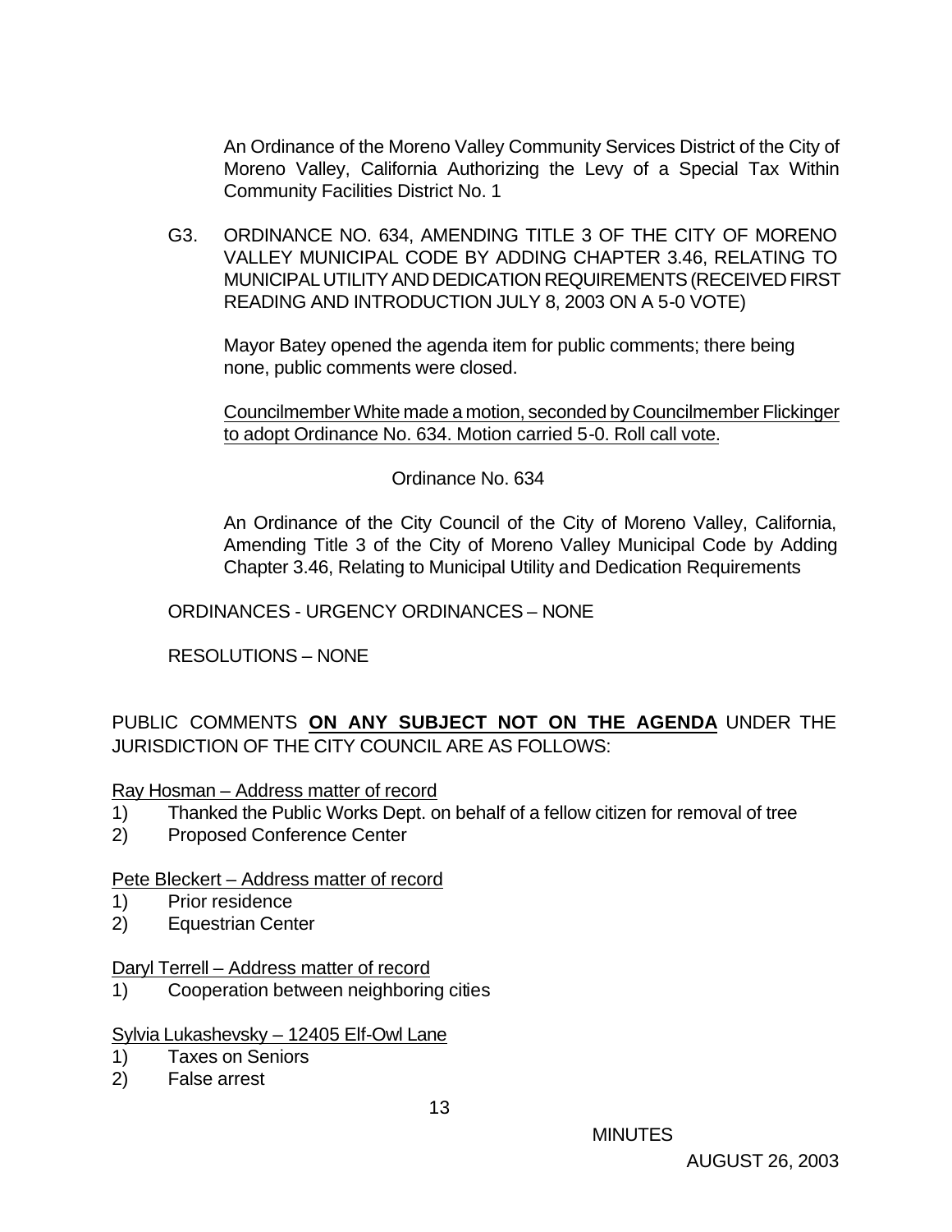An Ordinance of the Moreno Valley Community Services District of the City of Moreno Valley, California Authorizing the Levy of a Special Tax Within Community Facilities District No. 1

G3. ORDINANCE NO. 634, AMENDING TITLE 3 OF THE CITY OF MORENO VALLEY MUNICIPAL CODE BY ADDING CHAPTER 3.46, RELATING TO MUNICIPAL UTILITY AND DEDICATION REQUIREMENTS (RECEIVED FIRST READING AND INTRODUCTION JULY 8, 2003 ON A 5-0 VOTE)

Mayor Batey opened the agenda item for public comments; there being none, public comments were closed.

<u>Councilmember White made a motion, seconded by Councilmember Flickinger to adopt Ordinance No. 634. Motion carried 5-0. Roll call vote.</u>

Ordinance No. 634

An Ordinance of the City Council of the City of Moreno Valley, California, Amending Title 3 of the City of Moreno Valley Municipal Code by Adding Chapter 3.46, Relating to Municipal Utility and Dedication Requirements

ORDINANCES - URGENCY ORDINANCES – NONE

RESOLUTIONS – NONE

PUBLIC COMMENTS **<u>ON ANY SUBJECT NOT ON THE AGENDA</u>** UNDER THE JURISDICTION OF THE CITY COUNCIL ARE AS FOLLOWS:

<u>Ray Hosman – Address matter of record</u>

1) Thanked the Public Works Dept. on behalf of a fellow citizen for removal of tree
2) Proposed Conference Center

<u>Pete Bleckert – Address matter of record</u>

1) Prior residence
2) Equestrian Center

<u>Daryl Terrell – Address matter of record</u>

1) Cooperation between neighboring cities

<u>Sylvia Lukashevsky – 12405 Elf-Owl Lane</u>

1) Taxes on Seniors
2) False arrest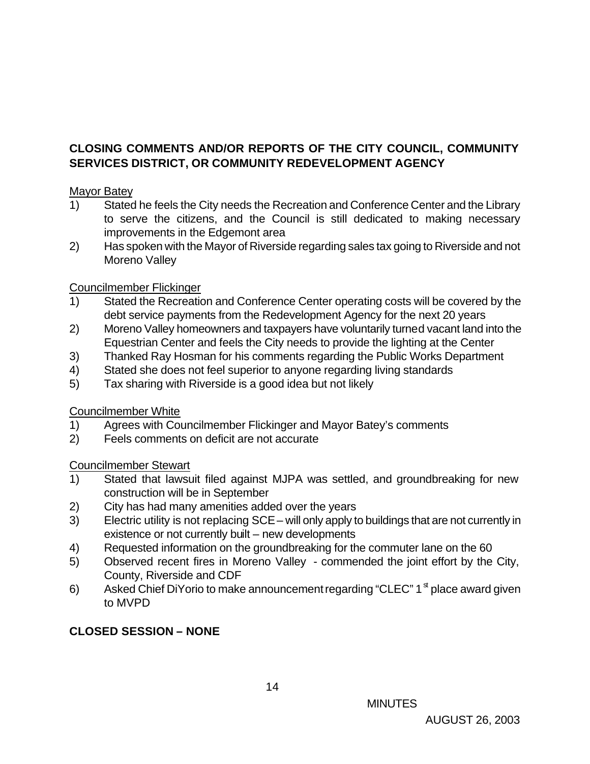**CLOSING COMMENTS AND/OR REPORTS OF THE CITY COUNCIL, COMMUNITY SERVICES DISTRICT, OR COMMUNITY REDEVELOPMENT AGENCY**

Mayor Batey

1) Stated he feels the City needs the Recreation and Conference Center and the Library to serve the citizens, and the Council is still dedicated to making necessary improvements in the Edgemont area
2) Has spoken with the Mayor of Riverside regarding sales tax going to Riverside and not Moreno Valley

Councilmember Flickinger

1) Stated the Recreation and Conference Center operating costs will be covered by the debt service payments from the Redevelopment Agency for the next 20 years
2) Moreno Valley homeowners and taxpayers have voluntarily turned vacant land into the Equestrian Center and feels the City needs to provide the lighting at the Center
3) Thanked Ray Hosman for his comments regarding the Public Works Department
4) Stated she does not feel superior to anyone regarding living standards
5) Tax sharing with Riverside is a good idea but not likely

Councilmember White

1) Agrees with Councilmember Flickinger and Mayor Batey's comments
2) Feels comments on deficit are not accurate

Councilmember Stewart

1) Stated that lawsuit filed against MJPA was settled, and groundbreaking for new construction will be in September
2) City has had many amenities added over the years
3) Electric utility is not replacing SCE – will only apply to buildings that are not currently in existence or not currently built – new developments
4) Requested information on the groundbreaking for the commuter lane on the 60
5) Observed recent fires in Moreno Valley - commended the joint effort by the City, County, Riverside and CDF
6) Asked Chief DiYorio to make announcement regarding "CLEC" 1st place award given to MVPD

**CLOSED SESSION – NONE**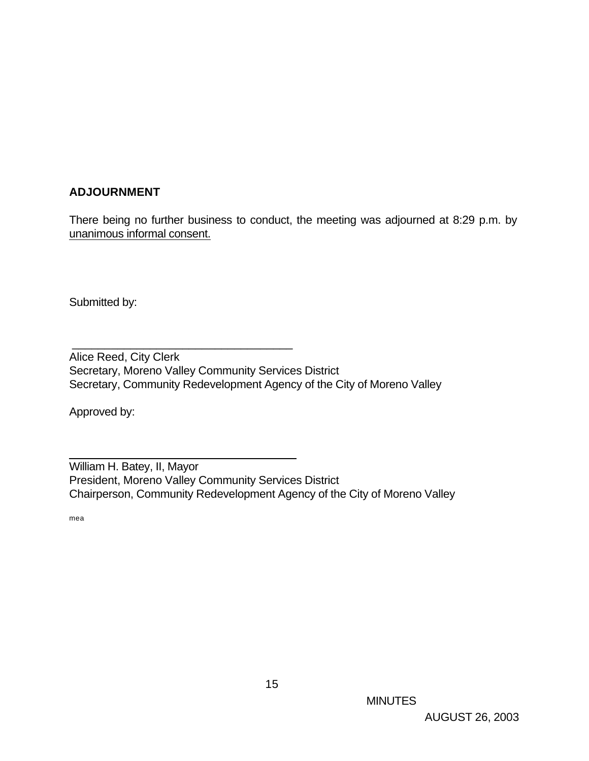## ADJOURNMENT

There being no further business to conduct, the meeting was adjourned at 8:29 p.m. by unanimous informal consent.

Submitted by:

\_\_\_\_\_\_\_\_\_\_\_\_\_\_\_\_\_\_\_\_\_\_\_\_\_\_\_\_\_\_\_\_\_\_\_\_\_\_

Alice Reed, City Clerk
Secretary, Moreno Valley Community Services District
Secretary, Community Redevelopment Agency of the City of Moreno Valley

Approved by:

\_\_\_\_\_\_\_\_\_\_\_\_\_\_\_\_\_\_\_\_\_\_\_\_\_\_\_\_\_\_\_\_\_\_\_\_\_\_

William H. Batey, II, Mayor
President, Moreno Valley Community Services District
Chairperson, Community Redevelopment Agency of the City of Moreno Valley

mea